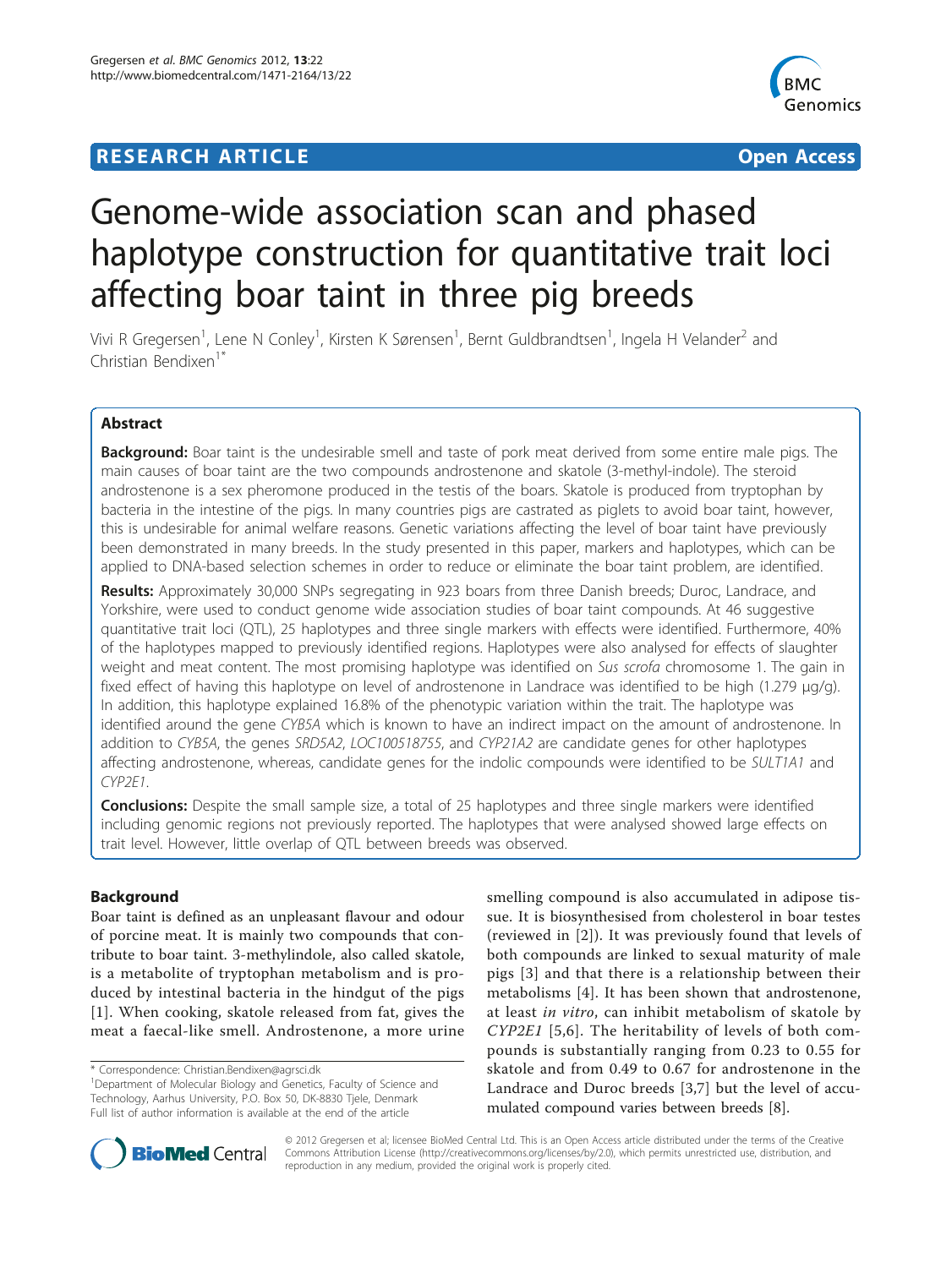**RESEARCH ARTICLE** **Open Access**

# Genome-wide association scan and phased haplotype construction for quantitative trait loci affecting boar taint in three pig breeds

Vivi R Gregersen[1], Lene N Conley[1], Kirsten K Sørensen[1], Bernt Guldbrandtsen[1], Ingela H Velander[2] and Christian Bendixen[1*]

## Abstract

**Background:** Boar taint is the undesirable smell and taste of pork meat derived from some entire male pigs. The main causes of boar taint are the two compounds androstenone and skatole (3-methyl-indole). The steroid androstenone is a sex pheromone produced in the testis of the boars. Skatole is produced from tryptophan by bacteria in the intestine of the pigs. In many countries pigs are castrated as piglets to avoid boar taint, however, this is undesirable for animal welfare reasons. Genetic variations affecting the level of boar taint have previously been demonstrated in many breeds. In the study presented in this paper, markers and haplotypes, which can be applied to DNA-based selection schemes in order to reduce or eliminate the boar taint problem, are identified.

**Results:** Approximately 30,000 SNPs segregating in 923 boars from three Danish breeds; Duroc, Landrace, and Yorkshire, were used to conduct genome wide association studies of boar taint compounds. At 46 suggestive quantitative trait loci (QTL), 25 haplotypes and three single markers with effects were identified. Furthermore, 40% of the haplotypes mapped to previously identified regions. Haplotypes were also analysed for effects of slaughter weight and meat content. The most promising haplotype was identified on *Sus scrofa* chromosome 1. The gain in fixed effect of having this haplotype on level of androstenone in Landrace was identified to be high (1.279 μg/g). In addition, this haplotype explained 16.8% of the phenotypic variation within the trait. The haplotype was identified around the gene *CYB5A* which is known to have an indirect impact on the amount of androstenone. In addition to *CYB5A*, the genes *SRD5A2*, *LOC100518755*, and *CYP21A2* are candidate genes for other haplotypes affecting androstenone, whereas, candidate genes for the indolic compounds were identified to be *SULT1A1* and *CYP2E1*.

**Conclusions:** Despite the small sample size, a total of 25 haplotypes and three single markers were identified including genomic regions not previously reported. The haplotypes that were analysed showed large effects on trait level. However, little overlap of QTL between breeds was observed.

## Background

Boar taint is defined as an unpleasant flavour and odour of porcine meat. It is mainly two compounds that contribute to boar taint. 3-methylindole, also called skatole, is a metabolite of tryptophan metabolism and is produced by intestinal bacteria in the hindgut of the pigs [1]. When cooking, skatole released from fat, gives the meat a faecal-like smell. Androstenone, a more urine smelling compound is also accumulated in adipose tissue. It is biosynthesised from cholesterol in boar testes (reviewed in [2]). It was previously found that levels of both compounds are linked to sexual maturity of male pigs [3] and that there is a relationship between their metabolisms [4]. It has been shown that androstenone, at least *in vitro*, can inhibit metabolism of skatole by *CYP2E1* [5,6]. The heritability of levels of both compounds is substantially ranging from 0.23 to 0.55 for skatole and from 0.49 to 0.67 for androstenone in the Landrace and Duroc breeds [3,7] but the level of accumulated compound varies between breeds [8].

\* Correspondence: Christian.Bendixen@agrsci.dk
[1]Department of Molecular Biology and Genetics, Faculty of Science and Technology, Aarhus University, P.O. Box 50, DK-8830 Tjele, Denmark
Full list of author information is available at the end of the article

© 2012 Gregersen et al; licensee BioMed Central Ltd. This is an Open Access article distributed under the terms of the Creative Commons Attribution License (http://creativecommons.org/licenses/by/2.0), which permits unrestricted use, distribution, and reproduction in any medium, provided the original work is properly cited.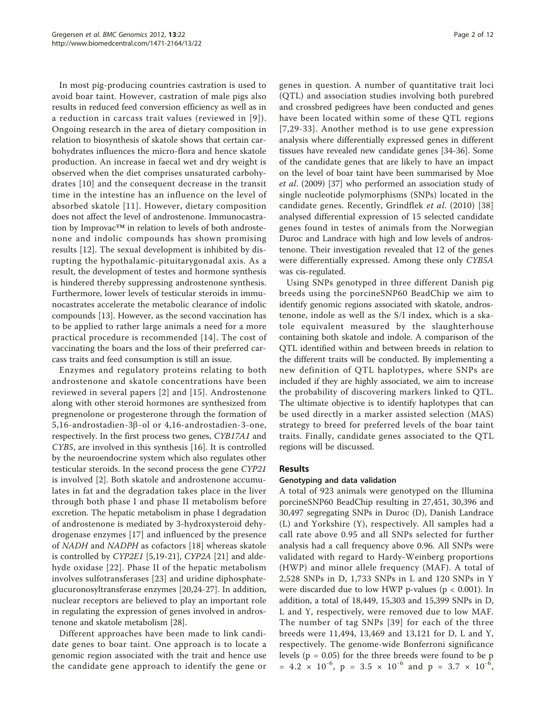In most pig-producing countries castration is used to avoid boar taint. However, castration of male pigs also results in reduced feed conversion efficiency as well as in a reduction in carcass trait values (reviewed in [9]). Ongoing research in the area of dietary composition in relation to biosynthesis of skatole shows that certain carbohydrates influences the micro-flora and hence skatole production. An increase in faecal wet and dry weight is observed when the diet comprises unsaturated carbohydrates [10] and the consequent decrease in the transit time in the intestine has an influence on the level of absorbed skatole [11]. However, dietary composition does not affect the level of androstenone. Immunocastration by Improvac™ in relation to levels of both androstenone and indolic compounds has shown promising results [12]. The sexual development is inhibited by disrupting the hypothalamic-pituitarygonadal axis. As a result, the development of testes and hormone synthesis is hindered thereby suppressing androstenone synthesis. Furthermore, lower levels of testicular steroids in immunocastrates accelerate the metabolic clearance of indolic compounds [13]. However, as the second vaccination has to be applied to rather large animals a need for a more practical procedure is recommended [14]. The cost of vaccinating the boars and the loss of their preferred carcass traits and feed consumption is still an issue.

Enzymes and regulatory proteins relating to both androstenone and skatole concentrations have been reviewed in several papers [2] and [15]. Androstenone along with other steroid hormones are synthesized from pregnenolone or progesterone through the formation of 5,16-androstadien-3β-ol or 4,16-androstadien-3-one, respectively. In the first process two genes, *CYB17A1* and *CYB5*, are involved in this synthesis [16]. It is controlled by the neuroendocrine system which also regulates other testicular steroids. In the second process the gene *CYP21* is involved [2]. Both skatole and androstenone accumulates in fat and the degradation takes place in the liver through both phase I and phase II metabolism before excretion. The hepatic metabolism in phase I degradation of androstenone is mediated by 3-hydroxysteroid dehydrogenase enzymes [17] and influenced by the presence of *NADH* and *NADPH* as cofactors [18] whereas skatole is controlled by *CYP2E1* [5,19-21], *CYP2A* [21] and aldehyde oxidase [22]. Phase II of the hepatic metabolism involves sulfotransferases [23] and uridine diphosphate-glucuronosyltransferase enzymes [20,24-27]. In addition, nuclear receptors are believed to play an important role in regulating the expression of genes involved in androstenone and skatole metabolism [28].

Different approaches have been made to link candidate genes to boar taint. One approach is to locate a genomic region associated with the trait and hence use the candidate gene approach to identify the gene or genes in question. A number of quantitative trait loci (QTL) and association studies involving both purebred and crossbred pedigrees have been conducted and genes have been located within some of these QTL regions [7,29-33]. Another method is to use gene expression analysis where differentially expressed genes in different tissues have revealed new candidate genes [34-36]. Some of the candidate genes that are likely to have an impact on the level of boar taint have been summarised by Moe *et al.* (2009) [37] who performed an association study of single nucleotide polymorphisms (SNPs) located in the candidate genes. Recently, Grindflek *et al.* (2010) [38] analysed differential expression of 15 selected candidate genes found in testes of animals from the Norwegian Duroc and Landrace with high and low levels of androstenone. Their investigation revealed that 12 of the genes were differentially expressed. Among these only *CYB5A* was cis-regulated.

Using SNPs genotyped in three different Danish pig breeds using the porcineSNP60 BeadChip we aim to identify genomic regions associated with skatole, androstenone, indole as well as the S/I index, which is a skatole equivalent measured by the slaughterhouse containing both skatole and indole. A comparison of the QTL identified within and between breeds in relation to the different traits will be conducted. By implementing a new definition of QTL haplotypes, where SNPs are included if they are highly associated, we aim to increase the probability of discovering markers linked to QTL. The ultimate objective is to identify haplotypes that can be used directly in a marker assisted selection (MAS) strategy to breed for preferred levels of the boar taint traits. Finally, candidate genes associated to the QTL regions will be discussed.

## Results

### Genotyping and data validation

A total of 923 animals were genotyped on the Illumina porcineSNP60 BeadChip resulting in 27,451, 30,396 and 30,497 segregating SNPs in Duroc (D), Danish Landrace (L) and Yorkshire (Y), respectively. All samples had a call rate above 0.95 and all SNPs selected for further analysis had a call frequency above 0.96. All SNPs were validated with regard to Hardy-Weinberg proportions (HWP) and minor allele frequency (MAF). A total of 2,528 SNPs in D, 1,733 SNPs in L and 120 SNPs in Y were discarded due to low HWP p-values ($p < 0.001$). In addition, a total of 18,449, 15,303 and 15,399 SNPs in D, L and Y, respectively, were removed due to low MAF. The number of tag SNPs [39] for each of the three breeds were 11,494, 13,469 and 13,121 for D, L and Y, respectively. The genome-wide Bonferroni significance levels ($p = 0.05$) for the three breeds were found to be $p = 4.2 \times 10^{-6}$, $p = 3.5 \times 10^{-6}$ and $p = 3.7 \times 10^{-6}$,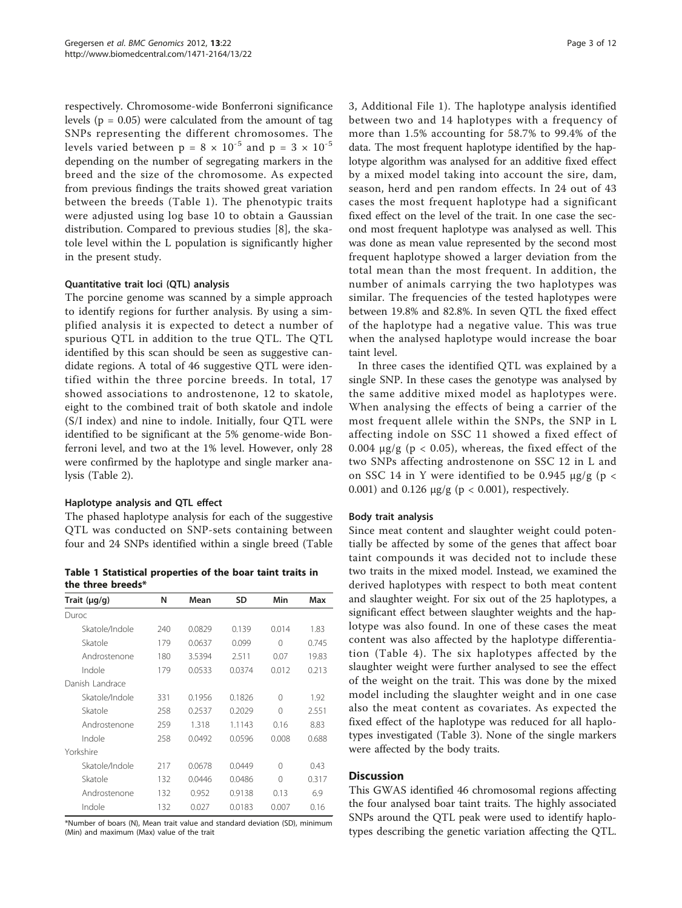respectively. Chromosome-wide Bonferroni significance levels ($p = 0.05$) were calculated from the amount of tag SNPs representing the different chromosomes. The levels varied between $p = 8 \times 10^{-5}$ and $p = 3 \times 10^{-5}$ depending on the number of segregating markers in the breed and the size of the chromosome. As expected from previous findings the traits showed great variation between the breeds (Table 1). The phenotypic traits were adjusted using log base 10 to obtain a Gaussian distribution. Compared to previous studies [8], the skatole level within the L population is significantly higher in the present study.

### Quantitative trait loci (QTL) analysis

The porcine genome was scanned by a simple approach to identify regions for further analysis. By using a simplified analysis it is expected to detect a number of spurious QTL in addition to the true QTL. The QTL identified by this scan should be seen as suggestive candidate regions. A total of 46 suggestive QTL were identified within the three porcine breeds. In total, 17 showed associations to androstenone, 12 to skatole, eight to the combined trait of both skatole and indole (S/I index) and nine to indole. Initially, four QTL were identified to be significant at the 5% genome-wide Bonferroni level, and two at the 1% level. However, only 28 were confirmed by the haplotype and single marker analysis (Table 2).

### Haplotype analysis and QTL effect

The phased haplotype analysis for each of the suggestive QTL was conducted on SNP-sets containing between four and 24 SNPs identified within a single breed (Table 3, Additional File 1). The haplotype analysis identified between two and 14 haplotypes with a frequency of more than 1.5% accounting for 58.7% to 99.4% of the data. The most frequent haplotype identified by the haplotype algorithm was analysed for an additive fixed effect by a mixed model taking into account the sire, dam, season, herd and pen random effects. In 24 out of 43 cases the most frequent haplotype had a significant fixed effect on the level of the trait. In one case the second most frequent haplotype was analysed as well. This was done as mean value represented by the second most frequent haplotype showed a larger deviation from the total mean than the most frequent. In addition, the number of animals carrying the two haplotypes was similar. The frequencies of the tested haplotypes were between 19.8% and 82.8%. In seven QTL the fixed effect of the haplotype had a negative value. This was true when the analysed haplotype would increase the boar taint level.

In three cases the identified QTL was explained by a single SNP. In these cases the genotype was analysed by the same additive mixed model as haplotypes were. When analysing the effects of being a carrier of the most frequent allele within the SNPs, the SNP in L affecting indole on SSC 11 showed a fixed effect of 0.004 μg/g ($p < 0.05$), whereas, the fixed effect of the two SNPs affecting androstenone on SSC 12 in L and on SSC 14 in Y were identified to be 0.945 μg/g ($p < 0.001$) and 0.126 μg/g ($p < 0.001$), respectively.

**Table 1 Statistical properties of the boar taint traits in the three breeds***

| Trait (μg/g) | N | Mean | SD | Min | Max |
|---|---|---|---|---|---|
| Duroc | | | | | |
| Skatole/Indole | 240 | 0.0829 | 0.139 | 0.014 | 1.83 |
| Skatole | 179 | 0.0637 | 0.099 | 0 | 0.745 |
| Androstenone | 180 | 3.5394 | 2.511 | 0.07 | 19.83 |
| Indole | 179 | 0.0533 | 0.0374 | 0.012 | 0.213 |
| Danish Landrace | | | | | |
| Skatole/Indole | 331 | 0.1956 | 0.1826 | 0 | 1.92 |
| Skatole | 258 | 0.2537 | 0.2029 | 0 | 2.551 |
| Androstenone | 259 | 1.318 | 1.1143 | 0.16 | 8.83 |
| Indole | 258 | 0.0492 | 0.0596 | 0.008 | 0.688 |
| Yorkshire | | | | | |
| Skatole/Indole | 217 | 0.0678 | 0.0449 | 0 | 0.43 |
| Skatole | 132 | 0.0446 | 0.0486 | 0 | 0.317 |
| Androstenone | 132 | 0.952 | 0.9138 | 0.13 | 6.9 |
| Indole | 132 | 0.027 | 0.0183 | 0.007 | 0.16 |

*Number of boars (N), Mean trait value and standard deviation (SD), minimum (Min) and maximum (Max) value of the trait

### Body trait analysis

Since meat content and slaughter weight could potentially be affected by some of the genes that affect boar taint compounds it was decided not to include these two traits in the mixed model. Instead, we examined the derived haplotypes with respect to both meat content and slaughter weight. For six out of the 25 haplotypes, a significant effect between slaughter weights and the haplotype was also found. In one of these cases the meat content was also affected by the haplotype differentiation (Table 4). The six haplotypes affected by the slaughter weight were further analysed to see the effect of the weight on the trait. This was done by the mixed model including the slaughter weight and in one case also the meat content as covariates. As expected the fixed effect of the haplotype was reduced for all haplotypes investigated (Table 3). None of the single markers were affected by the body traits.

## Discussion

This GWAS identified 46 chromosomal regions affecting the four analysed boar taint traits. The highly associated SNPs around the QTL peak were used to identify haplotypes describing the genetic variation affecting the QTL.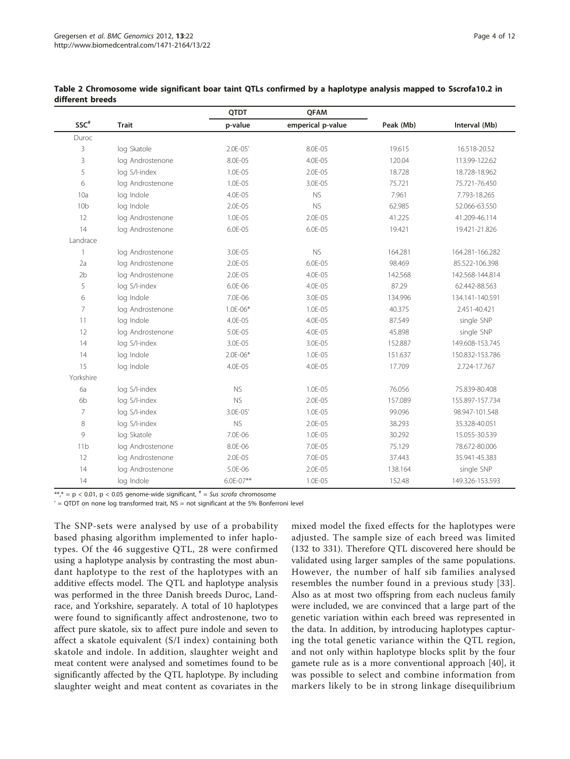**Table 2 Chromosome wide significant boar taint QTLs confirmed by a haplotype analysis mapped to Sscrofa10.2 in different breeds**

| SSC# | Trait | QTDT p-value | QFAM emperical p-value | Peak (Mb) | Interval (Mb) |
|---|---|---|---|---|---|
| Duroc | | | | | |
| 3 | log Skatole | 2.0E-05' | 8.0E-05 | 19.615 | 16.518-20.52 |
| 3 | log Androstenone | 8.0E-05 | 4.0E-05 | 120.04 | 113.99-122.62 |
| 5 | log S/I-index | 1.0E-05 | 2.0E-05 | 18.728 | 18.728-18.962 |
| 6 | log Androstenone | 1.0E-05 | 3.0E-05 | 75.721 | 75.721-76.450 |
| 10a | log Indole | 4.0E-05 | NS | 7.961 | 7.793-18.265 |
| 10b | log Indole | 2.0E-05 | NS | 62.985 | 52.066-63.550 |
| 12 | log Androstenone | 1.0E-05 | 2.0E-05 | 41.225 | 41.209-46.114 |
| 14 | log Androstenone | 6.0E-05 | 6.0E-05 | 19.421 | 19.421-21.826 |
| Landrace | | | | | |
| 1 | log Androstenone | 3.0E-05 | NS | 164.281 | 164.281-166.282 |
| 2a | log Androstenone | 2.0E-05 | 6.0E-05 | 98.469 | 85.522-106.398 |
| 2b | log Androstenone | 2.0E-05 | 4.0E-05 | 142.568 | 142.568-144.814 |
| 5 | log S/I-index | 6.0E-06 | 4.0E-05 | 87.29 | 62.442-88.563 |
| 6 | log Indole | 7.0E-06 | 3.0E-05 | 134.996 | 134.141-140.591 |
| 7 | log Androstenone | 1.0E-06* | 1.0E-05 | 40.375 | 2.451-40.421 |
| 11 | log Indole | 4.0E-05 | 4.0E-05 | 87.549 | single SNP |
| 12 | log Androstenone | 5.0E-05 | 4.0E-05 | 45.898 | single SNP |
| 14 | log S/I-index | 3.0E-05 | 3.0E-05 | 152.887 | 149.608-153.745 |
| 14 | log Indole | 2.0E-06* | 1.0E-05 | 151.637 | 150.832-153.786 |
| 15 | log Indole | 4.0E-05 | 4.0E-05 | 17.709 | 2.724-17.767 |
| Yorkshire | | | | | |
| 6a | log S/I-index | NS | 1.0E-05 | 76.056 | 75.839-80.408 |
| 6b | log S/I-index | NS | 2.0E-05 | 157.089 | 155.897-157.734 |
| 7 | log S/I-index | 3.0E-05' | 1.0E-05 | 99.096 | 98.947-101.548 |
| 8 | log S/I-index | NS | 2.0E-05 | 38.293 | 35.328-40.051 |
| 9 | log Skatole | 7.0E-06 | 1.0E-05 | 30.292 | 15.055-30.539 |
| 11b | log Androstenone | 8.0E-06 | 7.0E-05 | 75.129 | 78.672-80.006 |
| 12 | log Androstenone | 2.0E-05 | 7.0E-05 | 37.443 | 35.941-45.383 |
| 14 | log Androstenone | 5.0E-06 | 2.0E-05 | 138.164 | single SNP |
| 14 | log Indole | 6.0E-07** | 1.0E-05 | 152.48 | 149.326-153.593 |

**,* = $p < 0.01$, $p < 0.05$ genome-wide significant, # = *Sus scrofa* chromosome

' = QTDT on none log transformed trait, NS = not significant at the 5% Bonferroni level

The SNP-sets were analysed by use of a probability based phasing algorithm implemented to infer haplotypes. Of the 46 suggestive QTL, 28 were confirmed using a haplotype analysis by contrasting the most abundant haplotype to the rest of the haplotypes with an additive effects model. The QTL and haplotype analysis was performed in the three Danish breeds Duroc, Landrace, and Yorkshire, separately. A total of 10 haplotypes were found to significantly affect androstenone, two to affect pure skatole, six to affect pure indole and seven to affect a skatole equivalent (S/I index) containing both skatole and indole. In addition, slaughter weight and meat content were analysed and sometimes found to be significantly affected by the QTL haplotype. By including slaughter weight and meat content as covariates in the mixed model the fixed effects for the haplotypes were adjusted. The sample size of each breed was limited (132 to 331). Therefore QTL discovered here should be validated using larger samples of the same populations. However, the number of half sib families analysed resembles the number found in a previous study [33]. Also as at most two offspring from each nucleus family were included, we are convinced that a large part of the genetic variation within each breed was represented in the data. In addition, by introducing haplotypes capturing the total genetic variance within the QTL region, and not only within haplotype blocks split by the four gamete rule as is a more conventional approach [40], it was possible to select and combine information from markers likely to be in strong linkage disequilibrium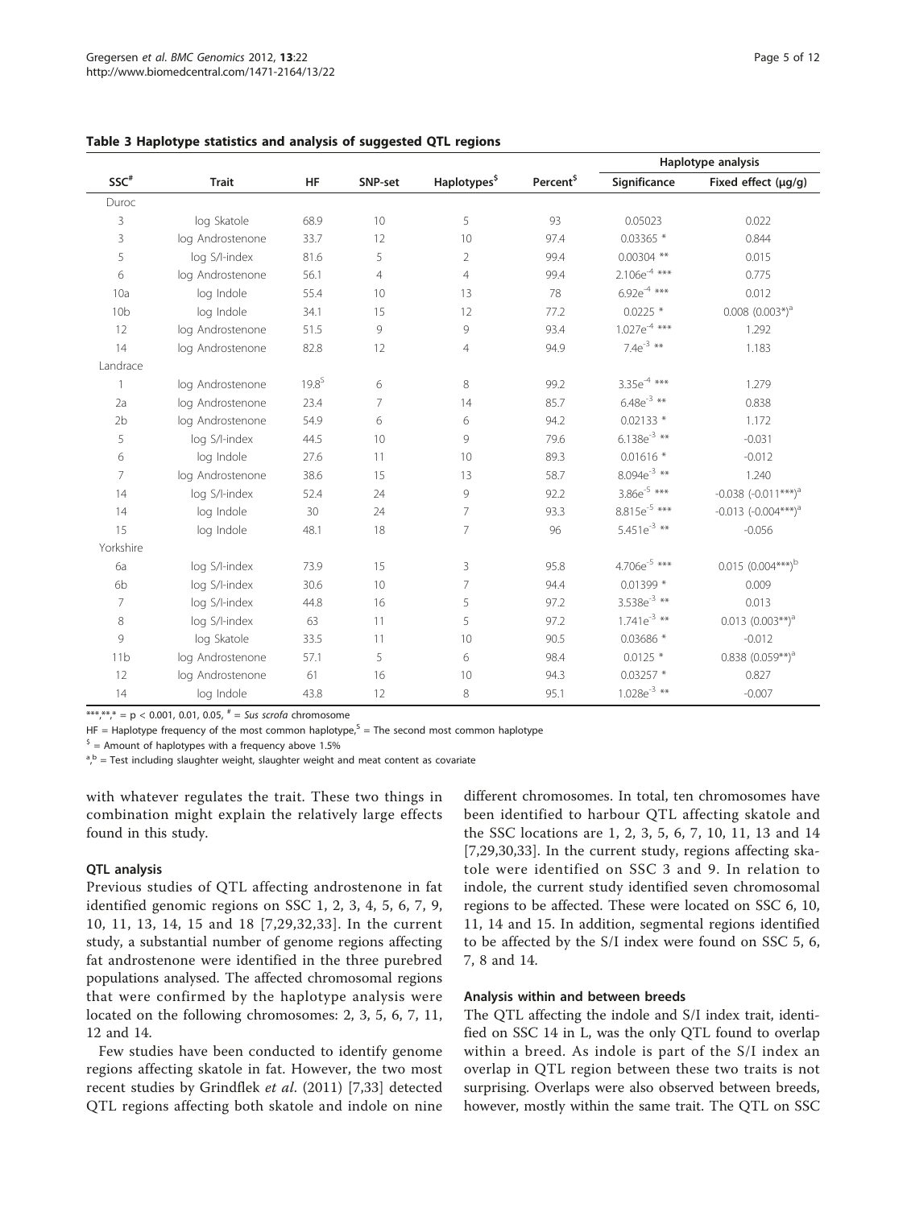**Table 3 Haplotype statistics and analysis of suggested QTL regions**

| SSC[#] | Trait | HF | SNP-set | Haplotypes[$] | Percent[$] | Haplotype analysis | |
|---|---|---|---|---|---|---|---|
| | | | | | | Significance | Fixed effect (μg/g) |
| Duroc | | | | | | | |
| 3 | log Skatole | 68.9 | 10 | 5 | 93 | 0.05023 | 0.022 |
| 3 | log Androstenone | 33.7 | 12 | 10 | 97.4 | 0.03365 * | 0.844 |
| 5 | log S/I-index | 81.6 | 5 | 2 | 99.4 | 0.00304 ** | 0.015 |
| 6 | log Androstenone | 56.1 | 4 | 4 | 99.4 | $2.106e^{-4}$ *** | 0.775 |
| 10a | log Indole | 55.4 | 10 | 13 | 78 | $6.92e^{-4}$ *** | 0.012 |
| 10b | log Indole | 34.1 | 15 | 12 | 77.2 | 0.0225 * | 0.008 (0.003*)[a] |
| 12 | log Androstenone | 51.5 | 9 | 9 | 93.4 | $1.027e^{-4}$ *** | 1.292 |
| 14 | log Androstenone | 82.8 | 12 | 4 | 94.9 | $7.4e^{-3}$ ** | 1.183 |
| Landrace | | | | | | | |
| 1 | log Androstenone | 19.8[5] | 6 | 8 | 99.2 | $3.35e^{-4}$ *** | 1.279 |
| 2a | log Androstenone | 23.4 | 7 | 14 | 85.7 | $6.48e^{-3}$ ** | 0.838 |
| 2b | log Androstenone | 54.9 | 6 | 6 | 94.2 | 0.02133 * | 1.172 |
| 5 | log S/I-index | 44.5 | 10 | 9 | 79.6 | $6.138e^{-3}$ ** | -0.031 |
| 6 | log Indole | 27.6 | 11 | 10 | 89.3 | 0.01616 * | -0.012 |
| 7 | log Androstenone | 38.6 | 15 | 13 | 58.7 | $8.094e^{-3}$ ** | 1.240 |
| 14 | log S/I-index | 52.4 | 24 | 9 | 92.2 | $3.86e^{-5}$ *** | -0.038 (-0.011***)[a] |
| 14 | log Indole | 30 | 24 | 7 | 93.3 | $8.815e^{-5}$ *** | -0.013 (-0.004***)[a] |
| 15 | log Indole | 48.1 | 18 | 7 | 96 | $5.451e^{-3}$ ** | -0.056 |
| Yorkshire | | | | | | | |
| 6a | log S/I-index | 73.9 | 15 | 3 | 95.8 | $4.706e^{-5}$ *** | 0.015 (0.004***)[b] |
| 6b | log S/I-index | 30.6 | 10 | 7 | 94.4 | 0.01399 * | 0.009 |
| 7 | log S/I-index | 44.8 | 16 | 5 | 97.2 | $3.538e^{-3}$ ** | 0.013 |
| 8 | log S/I-index | 63 | 11 | 5 | 97.2 | $1.741e^{-3}$ ** | 0.013 (0.003**)[a] |
| 9 | log Skatole | 33.5 | 11 | 10 | 90.5 | 0.03686 * | -0.012 |
| 11b | log Androstenone | 57.1 | 5 | 6 | 98.4 | 0.0125 * | 0.838 (0.059**)[a] |
| 12 | log Androstenone | 61 | 16 | 10 | 94.3 | 0.03257 * | 0.827 |
| 14 | log Indole | 43.8 | 12 | 8 | 95.1 | $1.028e^{-3}$ ** | -0.007 |

***,**,* = $p < 0.001$, 0.01, 0.05, # = *Sus scrofa* chromosome

HF = Haplotype frequency of the most common haplotype, 5 = The second most common haplotype

$ = Amount of haplotypes with a frequency above 1.5%

a, b = Test including slaughter weight, slaughter weight and meat content as covariate

with whatever regulates the trait. These two things in combination might explain the relatively large effects found in this study.

### QTL analysis

Previous studies of QTL affecting androstenone in fat identified genomic regions on SSC 1, 2, 3, 4, 5, 6, 7, 9, 10, 11, 13, 14, 15 and 18 [7,29,32,33]. In the current study, a substantial number of genome regions affecting fat androstenone were identified in the three purebred populations analysed. The affected chromosomal regions that were confirmed by the haplotype analysis were located on the following chromosomes: 2, 3, 5, 6, 7, 11, 12 and 14.

Few studies have been conducted to identify genome regions affecting skatole in fat. However, the two most recent studies by Grindflek *et al.* (2011) [7,33] detected QTL regions affecting both skatole and indole on nine different chromosomes. In total, ten chromosomes have been identified to harbour QTL affecting skatole and the SSC locations are 1, 2, 3, 5, 6, 7, 10, 11, 13 and 14 [7,29,30,33]. In the current study, regions affecting skatole were identified on SSC 3 and 9. In relation to indole, the current study identified seven chromosomal regions to be affected. These were located on SSC 6, 10, 11, 14 and 15. In addition, segmental regions identified to be affected by the S/I index were found on SSC 5, 6, 7, 8 and 14.

### Analysis within and between breeds

The QTL affecting the indole and S/I index trait, identified on SSC 14 in L, was the only QTL found to overlap within a breed. As indole is part of the S/I index an overlap in QTL region between these two traits is not surprising. Overlaps were also observed between breeds, however, mostly within the same trait. The QTL on SSC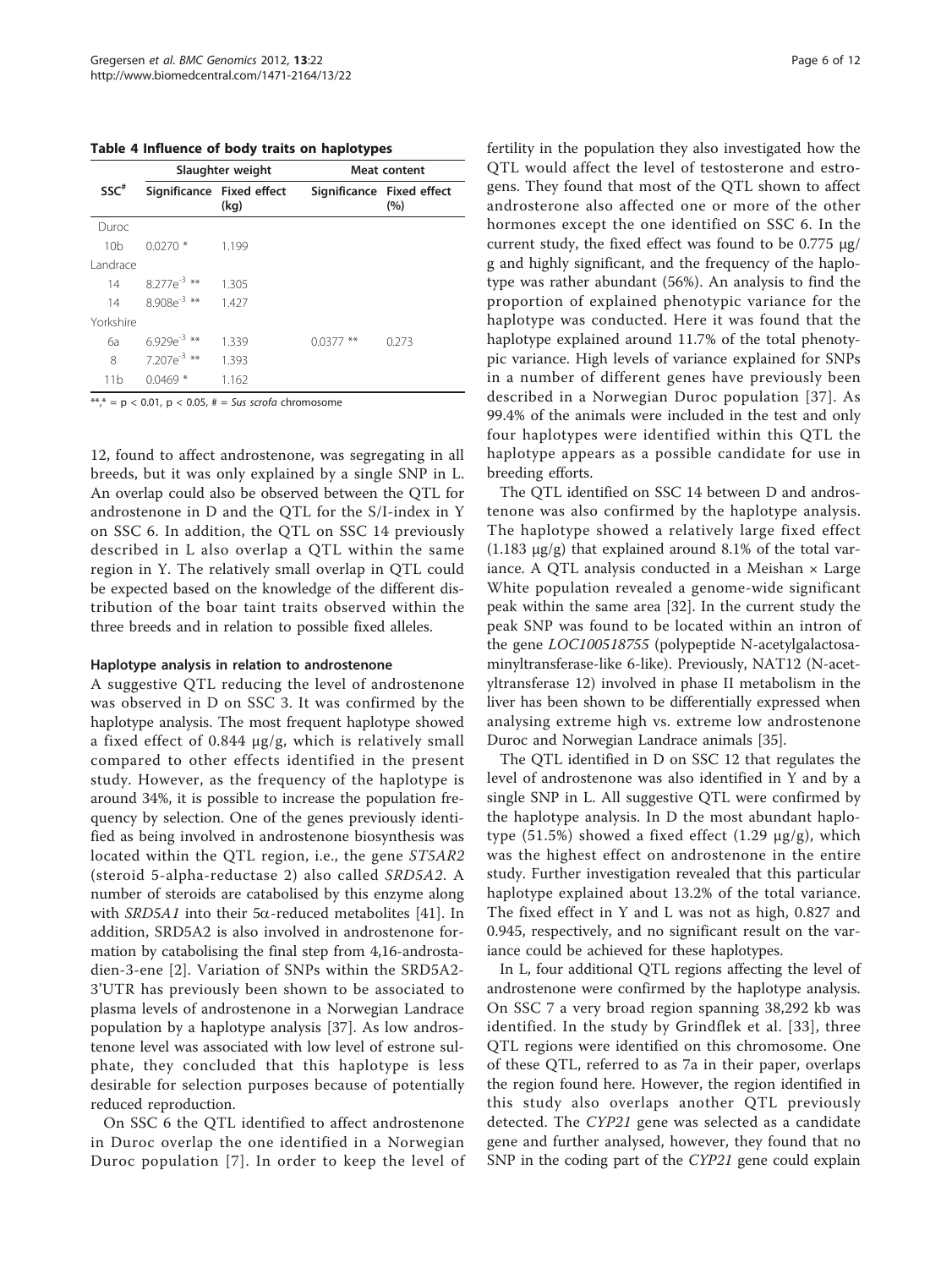**Table 4 Influence of body traits on haplotypes**

| SSC[#] | Slaughter weight | | Meat content | |
|---|---|---|---|---|
| | Significance | Fixed effect (kg) | Significance | Fixed effect (%) |
| Duroc | | | | |
| 10b | 0.0270 * | 1.199 | | |
| Landrace | | | | |
| 14 | $8.277e^{-3}$ ** | 1.305 | | |
| 14 | $8.908e^{-3}$ ** | 1.427 | | |
| Yorkshire | | | | |
| 6a | $6.929e^{-3}$ ** | 1.339 | 0.0377 ** | 0.273 |
| 8 | $7.207e^{-3}$ ** | 1.393 | | |
| 11b | 0.0469 * | 1.162 | | |

**,* = p < 0.01, p < 0.05, # = *Sus scrofa* chromosome

12, found to affect androstenone, was segregating in all breeds, but it was only explained by a single SNP in L. An overlap could also be observed between the QTL for androstenone in D and the QTL for the S/I-index in Y on SSC 6. In addition, the QTL on SSC 14 previously described in L also overlap a QTL within the same region in Y. The relatively small overlap in QTL could be expected based on the knowledge of the different distribution of the boar taint traits observed within the three breeds and in relation to possible fixed alleles.

### Haplotype analysis in relation to androstenone

A suggestive QTL reducing the level of androstenone was observed in D on SSC 3. It was confirmed by the haplotype analysis. The most frequent haplotype showed a fixed effect of 0.844 μg/g, which is relatively small compared to other effects identified in the present study. However, as the frequency of the haplotype is around 34%, it is possible to increase the population frequency by selection. One of the genes previously identified as being involved in androstenone biosynthesis was located within the QTL region, i.e., the gene *ST5AR2* (steroid 5-alpha-reductase 2) also called *SRD5A2*. A number of steroids are catabolised by this enzyme along with *SRD5A1* into their 5α-reduced metabolites [41]. In addition, SRD5A2 is also involved in androstenone formation by catabolising the final step from 4,16-androstadien-3-ene [2]. Variation of SNPs within the SRD5A2-3'UTR has previously been shown to be associated to plasma levels of androstenone in a Norwegian Landrace population by a haplotype analysis [37]. As low androstenone level was associated with low level of estrone sulphate, they concluded that this haplotype is less desirable for selection purposes because of potentially reduced reproduction.

On SSC 6 the QTL identified to affect androstenone in Duroc overlap the one identified in a Norwegian Duroc population [7]. In order to keep the level of fertility in the population they also investigated how the QTL would affect the level of testosterone and estrogens. They found that most of the QTL shown to affect androsterone also affected one or more of the other hormones except the one identified on SSC 6. In the current study, the fixed effect was found to be 0.775 μg/g and highly significant, and the frequency of the haplotype was rather abundant (56%). An analysis to find the proportion of explained phenotypic variance for the haplotype was conducted. Here it was found that the haplotype explained around 11.7% of the total phenotypic variance. High levels of variance explained for SNPs in a number of different genes have previously been described in a Norwegian Duroc population [37]. As 99.4% of the animals were included in the test and only four haplotypes were identified within this QTL the haplotype appears as a possible candidate for use in breeding efforts.

The QTL identified on SSC 14 between D and androstenone was also confirmed by the haplotype analysis. The haplotype showed a relatively large fixed effect (1.183 μg/g) that explained around 8.1% of the total variance. A QTL analysis conducted in a Meishan × Large White population revealed a genome-wide significant peak within the same area [32]. In the current study the peak SNP was found to be located within an intron of the gene *LOC100518755* (polypeptide N-acetylgalactosaminyltransferase-like 6-like). Previously, NAT12 (N-acetyltransferase 12) involved in phase II metabolism in the liver has been shown to be differentially expressed when analysing extreme high vs. extreme low androstenone Duroc and Norwegian Landrace animals [35].

The QTL identified in D on SSC 12 that regulates the level of androstenone was also identified in Y and by a single SNP in L. All suggestive QTL were confirmed by the haplotype analysis. In D the most abundant haplotype (51.5%) showed a fixed effect (1.29 μg/g), which was the highest effect on androstenone in the entire study. Further investigation revealed that this particular haplotype explained about 13.2% of the total variance. The fixed effect in Y and L was not as high, 0.827 and 0.945, respectively, and no significant result on the variance could be achieved for these haplotypes.

In L, four additional QTL regions affecting the level of androstenone were confirmed by the haplotype analysis. On SSC 7 a very broad region spanning 38,292 kb was identified. In the study by Grindflek et al. [33], three QTL regions were identified on this chromosome. One of these QTL, referred to as 7a in their paper, overlaps the region found here. However, the region identified in this study also overlaps another QTL previously detected. The *CYP21* gene was selected as a candidate gene and further analysed, however, they found that no SNP in the coding part of the *CYP21* gene could explain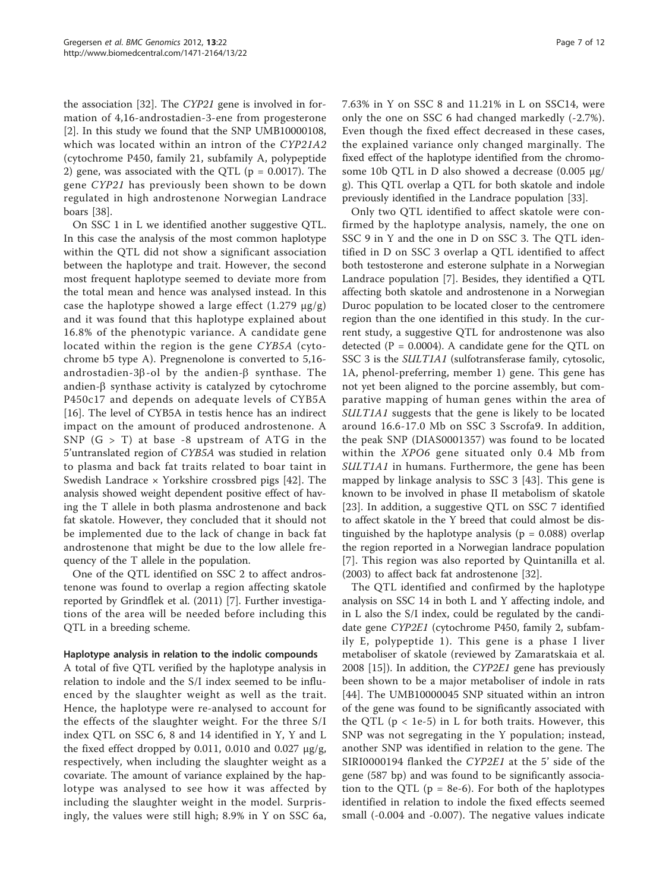the association [32]. The *CYP21* gene is involved in formation of 4,16-androstadien-3-ene from progesterone [2]. In this study we found that the SNP UMB10000108, which was located within an intron of the *CYP21A2* (cytochrome P450, family 21, subfamily A, polypeptide 2) gene, was associated with the QTL (p = 0.0017). The gene *CYP21* has previously been shown to be down regulated in high androstenone Norwegian Landrace boars [38].

On SSC 1 in L we identified another suggestive QTL. In this case the analysis of the most common haplotype within the QTL did not show a significant association between the haplotype and trait. However, the second most frequent haplotype seemed to deviate more from the total mean and hence was analysed instead. In this case the haplotype showed a large effect (1.279 μg/g) and it was found that this haplotype explained about 16.8% of the phenotypic variance. A candidate gene located within the region is the gene *CYB5A* (cytochrome b5 type A). Pregnenolone is converted to 5,16-androstadien-3β-ol by the andien-β synthase. The andien-β synthase activity is catalyzed by cytochrome P450c17 and depends on adequate levels of CYB5A [16]. The level of CYB5A in testis hence has an indirect impact on the amount of produced androstenone. A SNP (G > T) at base -8 upstream of ATG in the 5'untranslated region of *CYB5A* was studied in relation to plasma and back fat traits related to boar taint in Swedish Landrace × Yorkshire crossbred pigs [42]. The analysis showed weight dependent positive effect of having the T allele in both plasma androstenone and back fat skatole. However, they concluded that it should not be implemented due to the lack of change in back fat androstenone that might be due to the low allele frequency of the T allele in the population.

One of the QTL identified on SSC 2 to affect androstenone was found to overlap a region affecting skatole reported by Grindflek et al. (2011) [7]. Further investigations of the area will be needed before including this QTL in a breeding scheme.

#### Haplotype analysis in relation to the indolic compounds

A total of five QTL verified by the haplotype analysis in relation to indole and the S/I index seemed to be influenced by the slaughter weight as well as the trait. Hence, the haplotype were re-analysed to account for the effects of the slaughter weight. For the three S/I index QTL on SSC 6, 8 and 14 identified in Y, Y and L the fixed effect dropped by 0.011, 0.010 and 0.027 μg/g, respectively, when including the slaughter weight as a covariate. The amount of variance explained by the haplotype was analysed to see how it was affected by including the slaughter weight in the model. Surprisingly, the values were still high; 8.9% in Y on SSC 6a, 7.63% in Y on SSC 8 and 11.21% in L on SSC14, were only the one on SSC 6 had changed markedly (-2.7%). Even though the fixed effect decreased in these cases, the explained variance only changed marginally. The fixed effect of the haplotype identified from the chromosome 10b QTL in D also showed a decrease (0.005 μg/g). This QTL overlap a QTL for both skatole and indole previously identified in the Landrace population [33].

Only two QTL identified to affect skatole were confirmed by the haplotype analysis, namely, the one on SSC 9 in Y and the one in D on SSC 3. The QTL identified in D on SSC 3 overlap a QTL identified to affect both testosterone and esterone sulphate in a Norwegian Landrace population [7]. Besides, they identified a QTL affecting both skatole and androstenone in a Norwegian Duroc population to be located closer to the centromere region than the one identified in this study. In the current study, a suggestive QTL for androstenone was also detected (P = 0.0004). A candidate gene for the QTL on SSC 3 is the *SULT1A1* (sulfotransferase family, cytosolic, 1A, phenol-preferring, member 1) gene. This gene has not yet been aligned to the porcine assembly, but comparative mapping of human genes within the area of *SULT1A1* suggests that the gene is likely to be located around 16.6-17.0 Mb on SSC 3 Sscrofa9. In addition, the peak SNP (DIAS0001357) was found to be located within the *XPO6* gene situated only 0.4 Mb from *SULT1A1* in humans. Furthermore, the gene has been mapped by linkage analysis to SSC 3 [43]. This gene is known to be involved in phase II metabolism of skatole [23]. In addition, a suggestive QTL on SSC 7 identified to affect skatole in the Y breed that could almost be distinguished by the haplotype analysis (p = 0.088) overlap the region reported in a Norwegian landrace population [7]. This region was also reported by Quintanilla et al. (2003) to affect back fat androstenone [32].

The QTL identified and confirmed by the haplotype analysis on SSC 14 in both L and Y affecting indole, and in L also the S/I index, could be regulated by the candidate gene *CYP2E1* (cytochrome P450, family 2, subfamily E, polypeptide 1). This gene is a phase I liver metaboliser of skatole (reviewed by Zamaratskaia et al. 2008 [15]). In addition, the *CYP2E1* gene has previously been shown to be a major metaboliser of indole in rats [44]. The UMB10000045 SNP situated within an intron of the gene was found to be significantly associated with the QTL (p < 1e-5) in L for both traits. However, this SNP was not segregating in the Y population; instead, another SNP was identified in relation to the gene. The SIRI0000194 flanked the *CYP2E1* at the 5' side of the gene (587 bp) and was found to be significantly association to the QTL (p = 8e-6). For both of the haplotypes identified in relation to indole the fixed effects seemed small (-0.004 and -0.007). The negative values indicate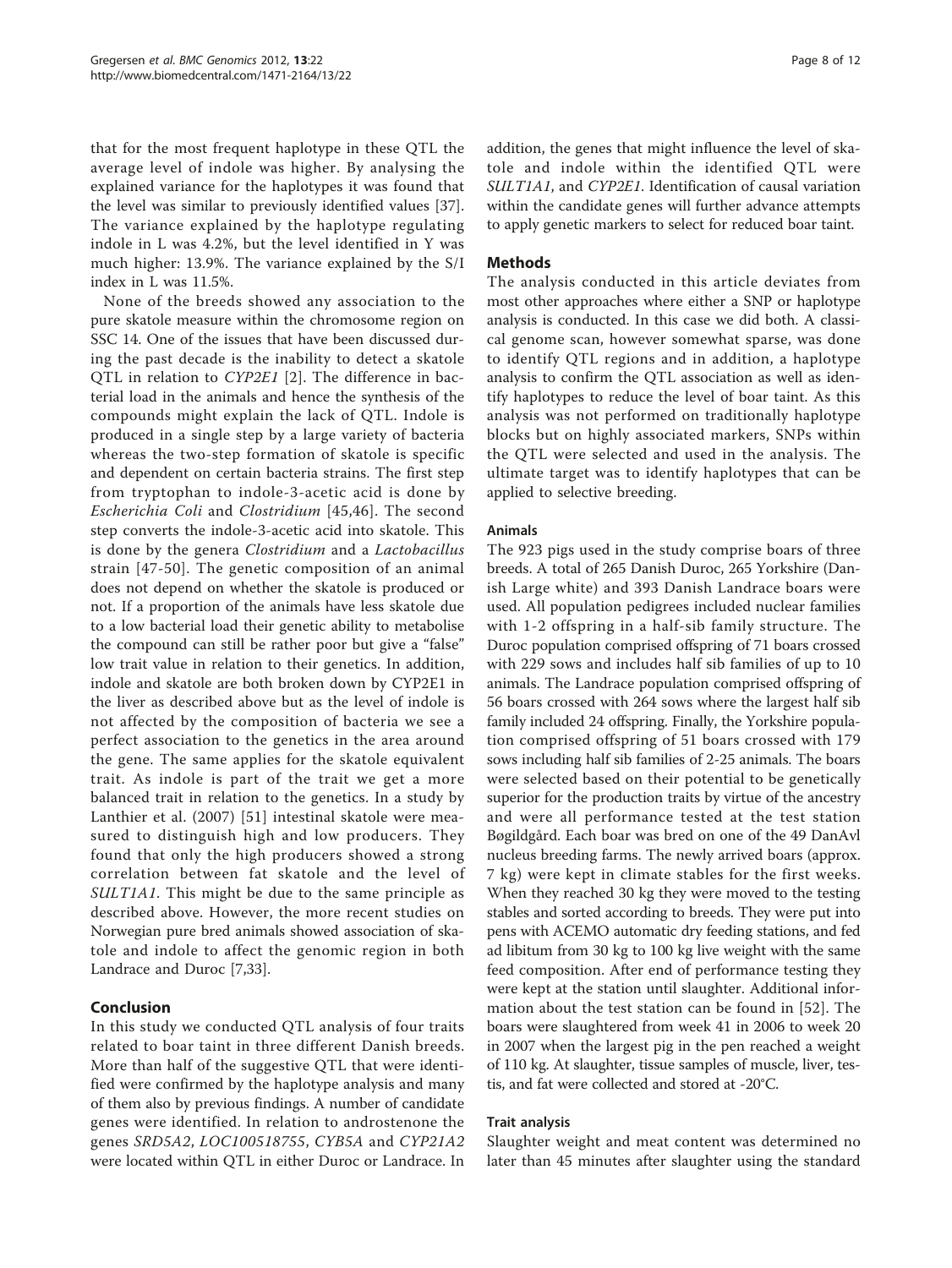that for the most frequent haplotype in these QTL the average level of indole was higher. By analysing the explained variance for the haplotypes it was found that the level was similar to previously identified values [37]. The variance explained by the haplotype regulating indole in L was 4.2%, but the level identified in Y was much higher: 13.9%. The variance explained by the S/I index in L was 11.5%.

None of the breeds showed any association to the pure skatole measure within the chromosome region on SSC 14. One of the issues that have been discussed during the past decade is the inability to detect a skatole QTL in relation to *CYP2E1* [2]. The difference in bacterial load in the animals and hence the synthesis of the compounds might explain the lack of QTL. Indole is produced in a single step by a large variety of bacteria whereas the two-step formation of skatole is specific and dependent on certain bacteria strains. The first step from tryptophan to indole-3-acetic acid is done by *Escherichia Coli* and *Clostridium* [45,46]. The second step converts the indole-3-acetic acid into skatole. This is done by the genera *Clostridium* and a *Lactobacillus* strain [47-50]. The genetic composition of an animal does not depend on whether the skatole is produced or not. If a proportion of the animals have less skatole due to a low bacterial load their genetic ability to metabolise the compound can still be rather poor but give a "false" low trait value in relation to their genetics. In addition, indole and skatole are both broken down by CYP2E1 in the liver as described above but as the level of indole is not affected by the composition of bacteria we see a perfect association to the genetics in the area around the gene. The same applies for the skatole equivalent trait. As indole is part of the trait we get a more balanced trait in relation to the genetics. In a study by Lanthier et al. (2007) [51] intestinal skatole were measured to distinguish high and low producers. They found that only the high producers showed a strong correlation between fat skatole and the level of *SULT1A1*. This might be due to the same principle as described above. However, the more recent studies on Norwegian pure bred animals showed association of skatole and indole to affect the genomic region in both Landrace and Duroc [7,33].

## Conclusion

In this study we conducted QTL analysis of four traits related to boar taint in three different Danish breeds. More than half of the suggestive QTL that were identified were confirmed by the haplotype analysis and many of them also by previous findings. A number of candidate genes were identified. In relation to androstenone the genes *SRD5A2*, *LOC100518755*, *CYB5A* and *CYP21A2* were located within QTL in either Duroc or Landrace. In addition, the genes that might influence the level of skatole and indole within the identified QTL were *SULT1A1*, and *CYP2E1*. Identification of causal variation within the candidate genes will further advance attempts to apply genetic markers to select for reduced boar taint.

## Methods

The analysis conducted in this article deviates from most other approaches where either a SNP or haplotype analysis is conducted. In this case we did both. A classical genome scan, however somewhat sparse, was done to identify QTL regions and in addition, a haplotype analysis to confirm the QTL association as well as identify haplotypes to reduce the level of boar taint. As this analysis was not performed on traditionally haplotype blocks but on highly associated markers, SNPs within the QTL were selected and used in the analysis. The ultimate target was to identify haplotypes that can be applied to selective breeding.

### Animals

The 923 pigs used in the study comprise boars of three breeds. A total of 265 Danish Duroc, 265 Yorkshire (Danish Large white) and 393 Danish Landrace boars were used. All population pedigrees included nuclear families with 1-2 offspring in a half-sib family structure. The Duroc population comprised offspring of 71 boars crossed with 229 sows and includes half sib families of up to 10 animals. The Landrace population comprised offspring of 56 boars crossed with 264 sows where the largest half sib family included 24 offspring. Finally, the Yorkshire population comprised offspring of 51 boars crossed with 179 sows including half sib families of 2-25 animals. The boars were selected based on their potential to be genetically superior for the production traits by virtue of the ancestry and were all performance tested at the test station Bøgildgård. Each boar was bred on one of the 49 DanAvl nucleus breeding farms. The newly arrived boars (approx. 7 kg) were kept in climate stables for the first weeks. When they reached 30 kg they were moved to the testing stables and sorted according to breeds. They were put into pens with ACEMO automatic dry feeding stations, and fed ad libitum from 30 kg to 100 kg live weight with the same feed composition. After end of performance testing they were kept at the station until slaughter. Additional information about the test station can be found in [52]. The boars were slaughtered from week 41 in 2006 to week 20 in 2007 when the largest pig in the pen reached a weight of 110 kg. At slaughter, tissue samples of muscle, liver, testis, and fat were collected and stored at -20°C.

### Trait analysis

Slaughter weight and meat content was determined no later than 45 minutes after slaughter using the standard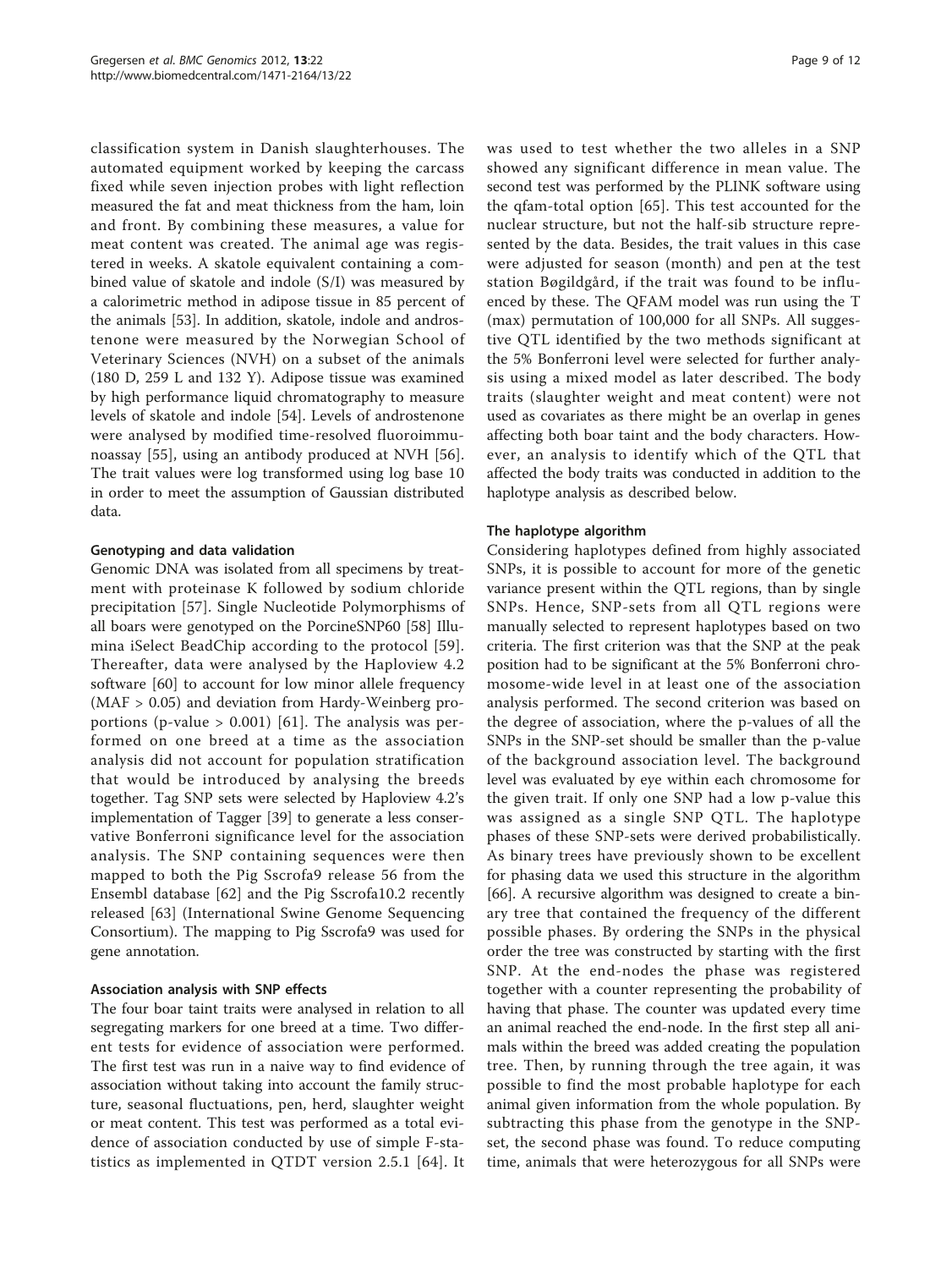classification system in Danish slaughterhouses. The automated equipment worked by keeping the carcass fixed while seven injection probes with light reflection measured the fat and meat thickness from the ham, loin and front. By combining these measures, a value for meat content was created. The animal age was registered in weeks. A skatole equivalent containing a combined value of skatole and indole (S/I) was measured by a calorimetric method in adipose tissue in 85 percent of the animals [53]. In addition, skatole, indole and androstenone were measured by the Norwegian School of Veterinary Sciences (NVH) on a subset of the animals (180 D, 259 L and 132 Y). Adipose tissue was examined by high performance liquid chromatography to measure levels of skatole and indole [54]. Levels of androstenone were analysed by modified time-resolved fluoroimmunoassay [55], using an antibody produced at NVH [56]. The trait values were log transformed using log base 10 in order to meet the assumption of Gaussian distributed data.

### Genotyping and data validation

Genomic DNA was isolated from all specimens by treatment with proteinase K followed by sodium chloride precipitation [57]. Single Nucleotide Polymorphisms of all boars were genotyped on the PorcineSNP60 [58] Illumina iSelect BeadChip according to the protocol [59]. Thereafter, data were analysed by the Haploview 4.2 software [60] to account for low minor allele frequency (MAF > 0.05) and deviation from Hardy-Weinberg proportions (p-value > 0.001) [61]. The analysis was performed on one breed at a time as the association analysis did not account for population stratification that would be introduced by analysing the breeds together. Tag SNP sets were selected by Haploview 4.2's implementation of Tagger [39] to generate a less conservative Bonferroni significance level for the association analysis. The SNP containing sequences were then mapped to both the Pig Sscrofa9 release 56 from the Ensembl database [62] and the Pig Sscrofa10.2 recently released [63] (International Swine Genome Sequencing Consortium). The mapping to Pig Sscrofa9 was used for gene annotation.

### Association analysis with SNP effects

The four boar taint traits were analysed in relation to all segregating markers for one breed at a time. Two different tests for evidence of association were performed. The first test was run in a naive way to find evidence of association without taking into account the family structure, seasonal fluctuations, pen, herd, slaughter weight or meat content. This test was performed as a total evidence of association conducted by use of simple F-statistics as implemented in QTDT version 2.5.1 [64]. It was used to test whether the two alleles in a SNP showed any significant difference in mean value. The second test was performed by the PLINK software using the qfam-total option [65]. This test accounted for the nuclear structure, but not the half-sib structure represented by the data. Besides, the trait values in this case were adjusted for season (month) and pen at the test station Bøgildgård, if the trait was found to be influenced by these. The QFAM model was run using the T (max) permutation of 100,000 for all SNPs. All suggestive QTL identified by the two methods significant at the 5% Bonferroni level were selected for further analysis using a mixed model as later described. The body traits (slaughter weight and meat content) were not used as covariates as there might be an overlap in genes affecting both boar taint and the body characters. However, an analysis to identify which of the QTL that affected the body traits was conducted in addition to the haplotype analysis as described below.

### The haplotype algorithm

Considering haplotypes defined from highly associated SNPs, it is possible to account for more of the genetic variance present within the QTL regions, than by single SNPs. Hence, SNP-sets from all QTL regions were manually selected to represent haplotypes based on two criteria. The first criterion was that the SNP at the peak position had to be significant at the 5% Bonferroni chromosome-wide level in at least one of the association analysis performed. The second criterion was based on the degree of association, where the p-values of all the SNPs in the SNP-set should be smaller than the p-value of the background association level. The background level was evaluated by eye within each chromosome for the given trait. If only one SNP had a low p-value this was assigned as a single SNP QTL. The haplotype phases of these SNP-sets were derived probabilistically. As binary trees have previously shown to be excellent for phasing data we used this structure in the algorithm [66]. A recursive algorithm was designed to create a binary tree that contained the frequency of the different possible phases. By ordering the SNPs in the physical order the tree was constructed by starting with the first SNP. At the end-nodes the phase was registered together with a counter representing the probability of having that phase. The counter was updated every time an animal reached the end-node. In the first step all animals within the breed was added creating the population tree. Then, by running through the tree again, it was possible to find the most probable haplotype for each animal given information from the whole population. By subtracting this phase from the genotype in the SNP-set, the second phase was found. To reduce computing time, animals that were heterozygous for all SNPs were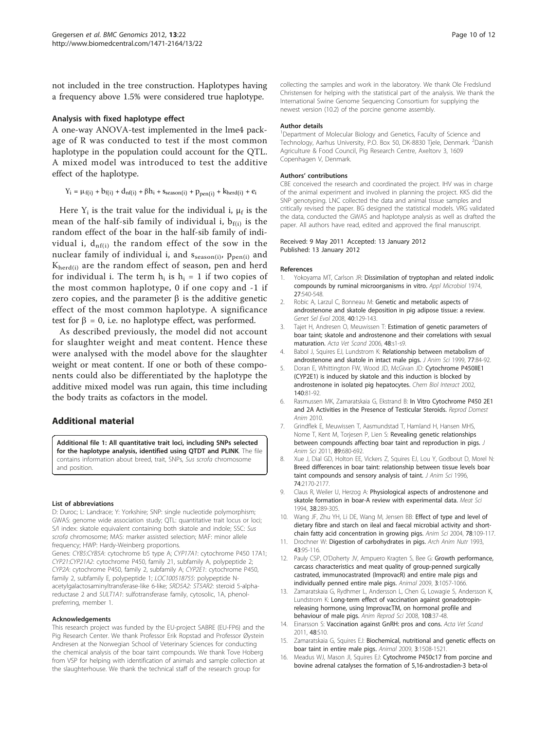not included in the tree construction. Haplotypes having a frequency above 1.5% were considered true haplotype.

### Analysis with fixed haplotype effect

A one-way ANOVA-test implemented in the lme4 package of R was conducted to test if the most common haplotype in the population could account for the QTL. A mixed model was introduced to test the additive effect of the haplotype.

$$Y_i = \mu_{f(i)} + b_{f(i)} + d_{nf(i)} + \beta h_i + s_{season(i)} + p_{pen(i)} + k_{herd(i)} + e_i$$

Here $Y_i$ is the trait value for the individual i, $\mu_f$ is the mean of the half-sib family of individual i, $b_{f(i)}$ is the random effect of the boar in the half-sib family of individual i, $d_{nf(i)}$ the random effect of the sow in the nuclear family of individual i, and $s_{season(i)}$, $p_{pen(i)}$ and $K_{herd(i)}$ are the random effect of season, pen and herd for individual i. The term $h_i$ is $h_i = 1$ if two copies of the most common haplotype, 0 if one copy and -1 if zero copies, and the parameter $\beta$ is the additive genetic effect of the most common haplotype. A significance test for $\beta = 0$, i.e. no haplotype effect, was performed.

As described previously, the model did not account for slaughter weight and meat content. Hence these were analysed with the model above for the slaughter weight or meat content. If one or both of these components could also be differentiated by the haplotype the additive mixed model was run again, this time including the body traits as cofactors in the model.

## Additional material

**Additional file 1: All quantitative trait loci, including SNPs selected for the haplotype analysis, identified using QTDT and PLINK**. The file contains information about breed, trait, SNPs, *Sus scrofa* chromosome and position.

#### List of abbreviations

D: Duroc; L: Landrace; Y: Yorkshire; SNP: single nucleotide polymorphism; GWAS: genome wide association study; QTL: quantitative trait locus or loci; S/I index: skatole equivalent containing both skatole and indole; SSC: *Sus scrofa* chromosome; MAS: marker assisted selection; MAF: minor allele frequency; HWP: Hardy-Weinberg proportions.

Genes: *CYB5:CYB5A*: cytochrome b5 type A; *CYP17A1*: cytochrome P450 17A1; *CYP21:CYP21A2*: cytochrome P450, family 21, subfamily A, polypeptide 2; *CYP2A*: cytochrome P450, family 2, subfamily A; *CYP2E1*: cytochrome P450, family 2, subfamily E, polypeptide 1; *LOC100518755*: polypeptide N-acetylgalactosaminyltransferase-like 6-like; *SRD5A2*: *ST5AR2*: steroid 5-alpha-reductase 2 and *SULT1A1*: sulfotransferase family, cytosolic, 1A, phenol-preferring, member 1.

#### Acknowledgements

This research project was funded by the EU-project SABRE (EU-FP6) and the Pig Research Center. We thank Professor Erik Ropstad and Professor Øystein Andresen at the Norwegian School of Veterinary Sciences for conducting the chemical analysis of the boar taint compounds. We thank Tove Hoberg from VSP for helping with identification of animals and sample collection at the slaughterhouse. We thank the technical staff of the research group for collecting the samples and work in the laboratory. We thank Ole Fredslund Christensen for helping with the statistical part of the analysis. We thank the International Swine Genome Sequencing Consortium for supplying the newest version (10.2) of the porcine genome assembly.

#### Author details

[1]Department of Molecular Biology and Genetics, Faculty of Science and Technology, Aarhus University, P.O. Box 50, DK-8830 Tjele, Denmark. [2]Danish Agriculture & Food Council, Pig Research Centre, Axeltorv 3, 1609 Copenhagen V, Denmark.

#### Authors' contributions

CBE conceived the research and coordinated the project. IHV was in charge of the animal experiment and involved in planning the project. KKS did the SNP genotyping. LNC collected the data and animal tissue samples and critically revised the paper. BG designed the statistical models. VRG validated the data, conducted the GWAS and haplotype analysis as well as drafted the paper. All authors have read, edited and approved the final manuscript.

Received: 9 May 2011 Accepted: 13 January 2012
Published: 13 January 2012

#### References

1. Yokoyama MT, Carlson JR: **Dissimilation of tryptophan and related indolic compounds by ruminal microorganisms in vitro.** *Appl Microbiol* 1974, **27**:540-548.
2. Robic A, Larzul C, Bonneau M: **Genetic and metabolic aspects of androstenone and skatole deposition in pig adipose tissue: a review.** *Genet Sel Evol* 2008, **40**:129-143.
3. Tajet H, Andresen O, Meuwissen T: **Estimation of genetic parameters of boar taint; skatole and androstenone and their correlations with sexual maturation.** *Acta Vet Scand* 2006, **48**:s1-s9.
4. Babol J, Squires EJ, Lundstrom K: **Relationship between metabolism of androstenone and skatole in intact male pigs.** *J Anim Sci* 1999, **77**:84-92.
5. Doran E, Whittington FW, Wood JD, McGivan JD: **Cytochrome P450IIE1 (CYP2E1) is induced by skatole and this induction is blocked by androstenone in isolated pig hepatocytes.** *Chem Biol Interact* 2002, **140**:81-92.
6. Rasmussen MK, Zamaratskaia G, Ekstrand B: **In Vitro Cytochrome P450 2E1 and 2A Activities in the Presence of Testicular Steroids.** *Reprod Domest Anim* 2010.
7. Grindflek E, Meuwissen T, Aasmundstad T, Hamland H, Hansen MHS, Nome T, Kent M, Torjesen P, Lien S: **Revealing genetic relationships between compounds affecting boar taint and reproduction in pigs.** *J Anim Sci* 2011, **89**:680-692.
8. Xue J, Dial GD, Holton EE, Vickers Z, Squires EJ, Lou Y, Godbout D, Morel N: **Breed differences in boar taint: relationship between tissue levels boar taint compounds and sensory analysis of taint.** *J Anim Sci* 1996, **74**:2170-2177.
9. Claus R, Weiler U, Herzog A: **Physiological aspects of androstenone and skatole formation in boar-A review with experimental data.** *Meat Sci* 1994, **38**:289-305.
10. Wang JF, Zhu YH, Li DE, Wang M, Jensen BB: **Effect of type and level of dietary fibre and starch on ileal and faecal microbial activity and short-chain fatty acid concentration in growing pigs.** *Anim Sci* 2004, **78**:109-117.
11. Drochner W: **Digestion of carbohydrates in pigs.** *Arch Anim Nutr* 1993, **43**:95-116.
12. Pauly CSP, O'Doherty JV, Ampuero Kragten S, Bee G: **Growth performance, carcass characteristics and meat quality of group-penned surgically castrated, immunocastrated (ImprovacR) and entire male pigs and individually penned entire male pigs.** *Animal* 2009, **3**:1057-1066.
13. Zamaratskaia G, Rydhmer L, Andersson L, Chen G, Lowagie S, Andersson K, Lundstrom K: **Long-term effect of vaccination against gonadotropin-releasing hormone, using ImprovacTM, on hormonal profile and behaviour of male pigs.** *Anim Reprod Sci* 2008, **108**:37-48.
14. Einarsson S: **Vaccination against GnRH: pros and cons.** *Acta Vet Scand* 2011, **48**:S10.
15. Zamaratskaia G, Squires EJ: **Biochemical, nutritional and genetic effects on boar taint in entire male pigs.** *Animal* 2009, **3**:1508-1521.
16. Meadus WJ, Mason JI, Squires EJ: **Cytochrome P450c17 from porcine and bovine adrenal catalyses the formation of 5,16-androstadien-3 beta-ol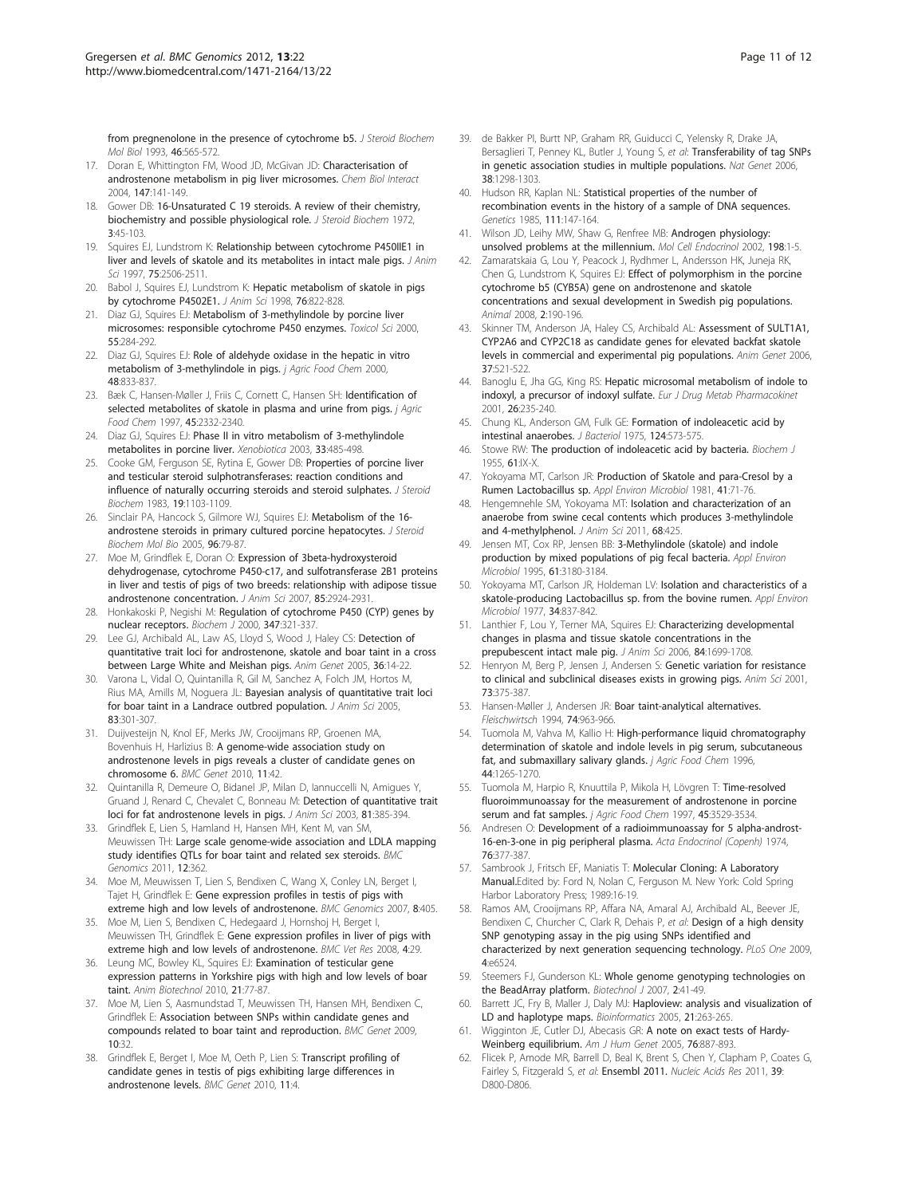from pregnenolone in the presence of cytochrome b5. *J Steroid Biochem Mol Biol* 1993, **46**:565-572.

17. Doran E, Whittington FM, Wood JD, McGivan JD: **Characterisation of androstenone metabolism in pig liver microsomes.** *Chem Biol Interact* 2004, **147**:141-149.
18. Gower DB: **16-Unsaturated C 19 steroids. A review of their chemistry, biochemistry and possible physiological role.** *J Steroid Biochem* 1972, **3**:45-103.
19. Squires EJ, Lundstrom K: **Relationship between cytochrome P450IIE1 in liver and levels of skatole and its metabolites in intact male pigs.** *J Anim Sci* 1997, **75**:2506-2511.
20. Babol J, Squires EJ, Lundstrom K: **Hepatic metabolism of skatole in pigs by cytochrome P4502E1.** *J Anim Sci* 1998, **76**:822-828.
21. Diaz GJ, Squires EJ: **Metabolism of 3-methylindole by porcine liver microsomes: responsible cytochrome P450 enzymes.** *Toxicol Sci* 2000, **55**:284-292.
22. Diaz GJ, Squires EJ: **Role of aldehyde oxidase in the hepatic in vitro metabolism of 3-methylindole in pigs.** *j Agric Food Chem* 2000, **48**:833-837.
23. Bæk C, Hansen-Møller J, Friis C, Cornett C, Hansen SH: **Identification of selected metabolites of skatole in plasma and urine from pigs.** *j Agric Food Chem* 1997, **45**:2332-2340.
24. Diaz GJ, Squires EJ: **Phase II in vitro metabolism of 3-methylindole metabolites in porcine liver.** *Xenobiotica* 2003, **33**:485-498.
25. Cooke GM, Ferguson SE, Rytina E, Gower DB: **Properties of porcine liver and testicular steroid sulphotransferases: reaction conditions and influence of naturally occurring steroids and steroid sulphates.** *J Steroid Biochem* 1983, **19**:1103-1109.
26. Sinclair PA, Hancock S, Gilmore WJ, Squires EJ: **Metabolism of the 16-androstene steroids in primary cultured porcine hepatocytes.** *J Steroid Biochem Mol Bio* 2005, **96**:79-87.
27. Moe M, Grindflek E, Doran O: **Expression of 3beta-hydroxysteroid dehydrogenase, cytochrome P450-c17, and sulfotransferase 2B1 proteins in liver and testis of pigs of two breeds: relationship with adipose tissue androstenone concentration.** *J Anim Sci* 2007, **85**:2924-2931.
28. Honkakoski P, Negishi M: **Regulation of cytochrome P450 (CYP) genes by nuclear receptors.** *Biochem J* 2000, **347**:321-337.
29. Lee GJ, Archibald AL, Law AS, Lloyd S, Wood J, Haley CS: **Detection of quantitative trait loci for androstenone, skatole and boar taint in a cross between Large White and Meishan pigs.** *Anim Genet* 2005, **36**:14-22.
30. Varona L, Vidal O, Quintanilla R, Gil M, Sanchez A, Folch JM, Hortos M, Rius MA, Amills M, Noguera JL: **Bayesian analysis of quantitative trait loci for boar taint in a Landrace outbred population.** *J Anim Sci* 2005, **83**:301-307.
31. Duijvesteijn N, Knol EF, Merks JW, Crooijmans RP, Groenen MA, Bovenhuis H, Harlizius B: **A genome-wide association study on androstenone levels in pigs reveals a cluster of candidate genes on chromosome 6.** *BMC Genet* 2010, **11**:42.
32. Quintanilla R, Demeure O, Bidanel JP, Milan D, Iannuccelli N, Amigues Y, Gruand J, Renard C, Chevalet C, Bonneau M: **Detection of quantitative trait loci for fat androstenone levels in pigs.** *J Anim Sci* 2003, **81**:385-394.
33. Grindflek E, Lien S, Hamland H, Hansen MH, Kent M, van SM, Meuwissen TH: **Large scale genome-wide association and LDLA mapping study identifies QTLs for boar taint and related sex steroids.** *BMC Genomics* 2011, **12**:362.
34. Moe M, Meuwissen T, Lien S, Bendixen C, Wang X, Conley LN, Berget I, Tajet H, Grindflek E: **Gene expression profiles in testis of pigs with extreme high and low levels of androstenone.** *BMC Genomics* 2007, **8**:405.
35. Moe M, Lien S, Bendixen C, Hedegaard J, Hornshoj H, Berget I, Meuwissen TH, Grindflek E: **Gene expression profiles in liver of pigs with extreme high and low levels of androstenone.** *BMC Vet Res* 2008, **4**:29.
36. Leung MC, Bowley KL, Squires EJ: **Examination of testicular gene expression patterns in Yorkshire pigs with high and low levels of boar taint.** *Anim Biotechnol* 2010, **21**:77-87.
37. Moe M, Lien S, Aasmundstad T, Meuwissen TH, Hansen MH, Bendixen C, Grindflek E: **Association between SNPs within candidate genes and compounds related to boar taint and reproduction.** *BMC Genet* 2009, **10**:32.
38. Grindflek E, Berget I, Moe M, Oeth P, Lien S: **Transcript profiling of candidate genes in testis of pigs exhibiting large differences in androstenone levels.** *BMC Genet* 2010, **11**:4.
39. de Bakker PI, Burtt NP, Graham RR, Guiducci C, Yelensky R, Drake JA, Bersaglieri T, Penney KL, Butler J, Young S, *et al*: **Transferability of tag SNPs in genetic association studies in multiple populations.** *Nat Genet* 2006, **38**:1298-1303.
40. Hudson RR, Kaplan NL: **Statistical properties of the number of recombination events in the history of a sample of DNA sequences.** *Genetics* 1985, **111**:147-164.
41. Wilson JD, Leihy MW, Shaw G, Renfree MB: **Androgen physiology: unsolved problems at the millennium.** *Mol Cell Endocrinol* 2002, **198**:1-5.
42. Zamaratskaia G, Lou Y, Peacock J, Rydhmer L, Andersson HK, Juneja RK, Chen G, Lundstrom K, Squires EJ: **Effect of polymorphism in the porcine cytochrome b5 (CYB5A) gene on androstenone and skatole concentrations and sexual development in Swedish pig populations.** *Animal* 2008, **2**:190-196.
43. Skinner TM, Anderson JA, Haley CS, Archibald AL: **Assessment of SULT1A1, CYP2A6 and CYP2C18 as candidate genes for elevated backfat skatole levels in commercial and experimental pig populations.** *Anim Genet* 2006, **37**:521-522.
44. Banoglu E, Jha GG, King RS: **Hepatic microsomal metabolism of indole to indoxyl, a precursor of indoxyl sulfate.** *Eur J Drug Metab Pharmacokinet* 2001, **26**:235-240.
45. Chung KL, Anderson GM, Fulk GE: **Formation of indoleacetic acid by intestinal anaerobes.** *J Bacteriol* 1975, **124**:573-575.
46. Stowe BW: **The production of indoleacetic acid by bacteria.** *Biochem J* 1955, **61**:IX-X.
47. Yokoyama MT, Carlson JR: **Production of Skatole and para-Cresol by a Rumen Lactobacillus sp.** *Appl Environ Microbiol* 1981, **41**:71-76.
48. Hengemnehle SM, Yokoyama MT: **Isolation and characterization of an anaerobe from swine cecal contents which produces 3-methylindole and 4-methylphenol.** *J Anim Sci* 2011, **68**:425.
49. Jensen MT, Cox RP, Jensen BB: **3-Methylindole (skatole) and indole production by mixed populations of pig fecal bacteria.** *Appl Environ Microbiol* 1995, **61**:3180-3184.
50. Yokoyama MT, Carlson JR, Holdeman LV: **Isolation and characteristics of a skatole-producing Lactobacillus sp. from the bovine rumen.** *Appl Environ Microbiol* 1977, **34**:837-842.
51. Lanthier F, Lou Y, Terner MA, Squires EJ: **Characterizing developmental changes in plasma and tissue skatole concentrations in the prepubescent intact male pig.** *J Anim Sci* 2006, **84**:1699-1708.
52. Henryon M, Berg P, Jensen J, Andersen S: **Genetic variation for resistance to clinical and subclinical diseases exists in growing pigs.** *Anim Sci* 2001, **73**:375-387.
53. Hansen-Møller J, Andersen JR: **Boar taint-analytical alternatives.** *Fleischwirtsch* 1994, **74**:963-966.
54. Tuomola M, Vahva M, Kallio H: **High-performance liquid chromatography determination of skatole and indole levels in pig serum, subcutaneous fat, and submaxillary salivary glands.** *j Agric Food Chem* 1996, **44**:1265-1270.
55. Tuomola M, Harpio R, Knuuttila P, Mikola H, Lövgren T: **Time-resolved fluoroimmunoassay for the measurement of androstenone in porcine serum and fat samples.** *j Agric Food Chem* 1997, **45**:3529-3534.
56. Andresen O: **Development of a radioimmunoassay for 5 alpha-androst-16-en-3-one in pig peripheral plasma.** *Acta Endocrinol (Copenh)* 1974, **76**:377-387.
57. Sambrook J, Fritsch EF, Maniatis T: **Molecular Cloning: A Laboratory Manual.**Edited by: Ford N, Nolan C, Ferguson M. New York: Cold Spring Harbor Laboratory Press; 1989:16-19.
58. Ramos AM, Crooijmans RP, Affara NA, Amaral AJ, Archibald AL, Beever JE, Bendixen C, Churcher C, Clark R, Dehais P, *et al*: **Design of a high density SNP genotyping assay in the pig using SNPs identified and characterized by next generation sequencing technology.** *PLoS One* 2009, **4**:e6524.
59. Steemers FJ, Gunderson KL: **Whole genome genotyping technologies on the BeadArray platform.** *Biotechnol J* 2007, **2**:41-49.
60. Barrett JC, Fry B, Maller J, Daly MJ: **Haploview: analysis and visualization of LD and haplotype maps.** *Bioinformatics* 2005, **21**:263-265.
61. Wigginton JE, Cutler DJ, Abecasis GR: **A note on exact tests of Hardy-Weinberg equilibrium.** *Am J Hum Genet* 2005, **76**:887-893.
62. Flicek P, Amode MR, Barrell D, Beal K, Brent S, Chen Y, Clapham P, Coates G, Fairley S, Fitzgerald S, *et al*: **Ensembl 2011.** *Nucleic Acids Res* 2011, **39**: D800-D806.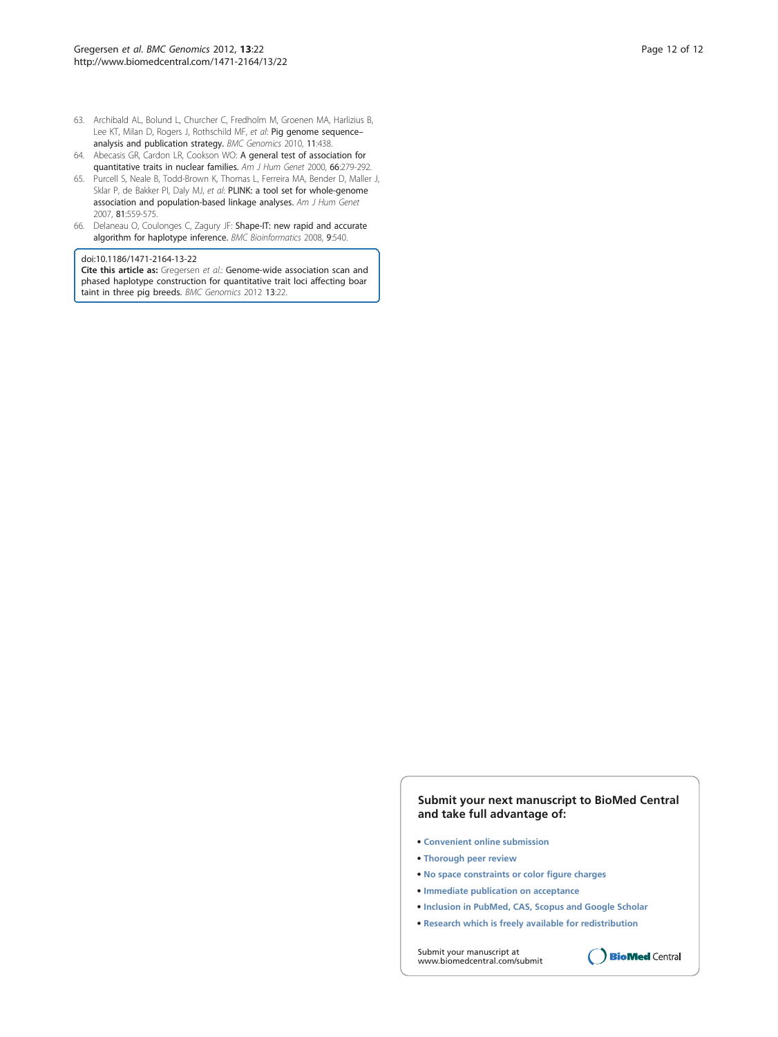63. Archibald AL, Bolund L, Churcher C, Fredholm M, Groenen MA, Harlizius B, Lee KT, Milan D, Rogers J, Rothschild MF, *et al*: **Pig genome sequence–analysis and publication strategy.** *BMC Genomics* 2010, **11**:438.
64. Abecasis GR, Cardon LR, Cookson WO: **A general test of association for quantitative traits in nuclear families.** *Am J Hum Genet* 2000, **66**:279-292.
65. Purcell S, Neale B, Todd-Brown K, Thomas L, Ferreira MA, Bender D, Maller J, Sklar P, de Bakker PI, Daly MJ, *et al*: **PLINK: a tool set for whole-genome association and population-based linkage analyses.** *Am J Hum Genet* 2007, **81**:559-575.
66. Delaneau O, Coulonges C, Zagury JF: **Shape-IT: new rapid and accurate algorithm for haplotype inference.** *BMC Bioinformatics* 2008, **9**:540.

doi:10.1186/1471-2164-13-22

**Cite this article as:** Gregersen *et al.*: Genome-wide association scan and phased haplotype construction for quantitative trait loci affecting boar taint in three pig breeds. *BMC Genomics* 2012 **13**:22.

**Submit your next manuscript to BioMed Central and take full advantage of:**

- **Convenient online submission**
- **Thorough peer review**
- **No space constraints or color figure charges**
- **Immediate publication on acceptance**
- **Inclusion in PubMed, CAS, Scopus and Google Scholar**
- **Research which is freely available for redistribution**

Submit your manuscript at
www.biomedcentral.com/submit

BioMed Central